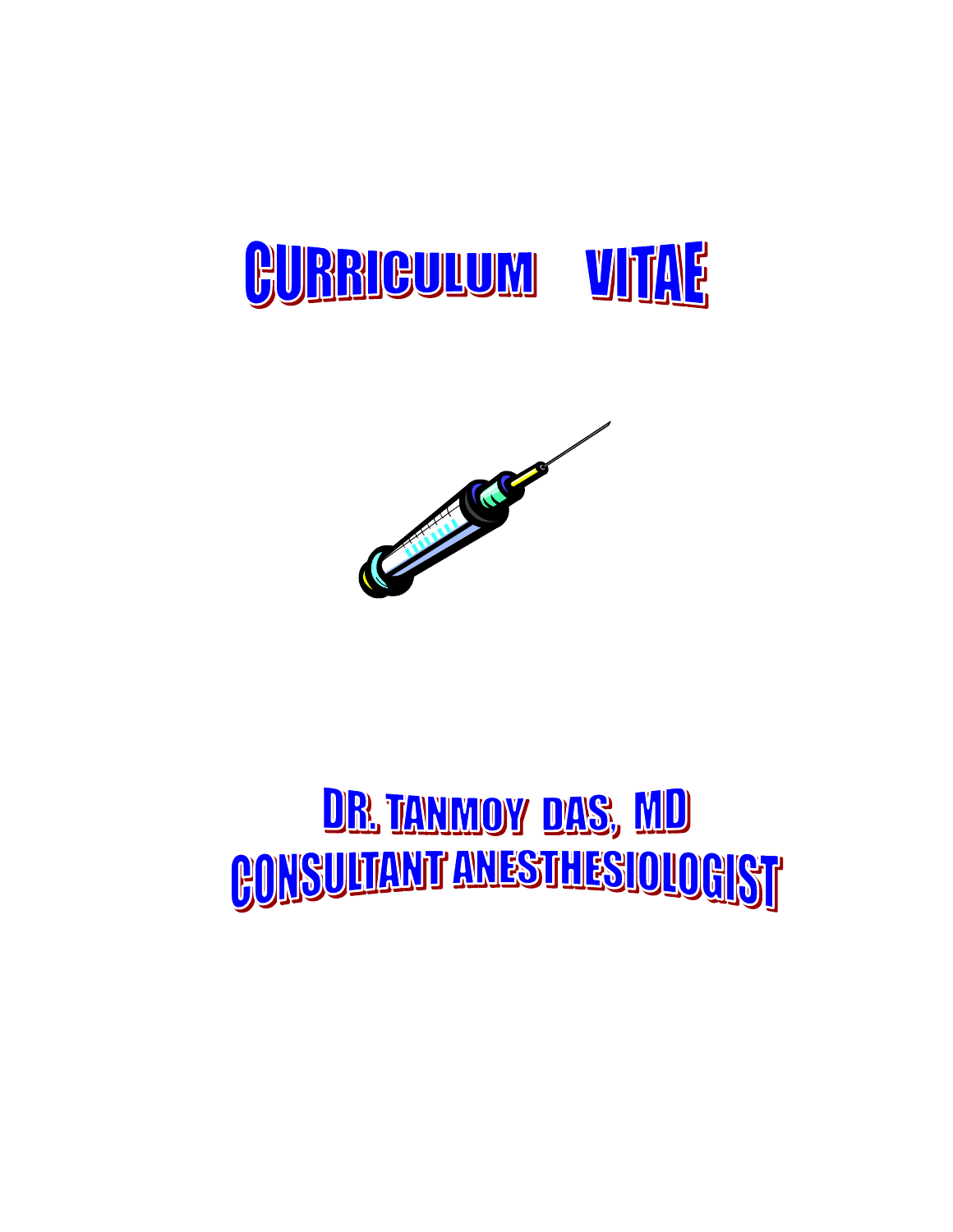# CURRICULUM VITAE

# DR. TANMOY DAS, MD
# CONSULTANT ANESTHESIOLOGIST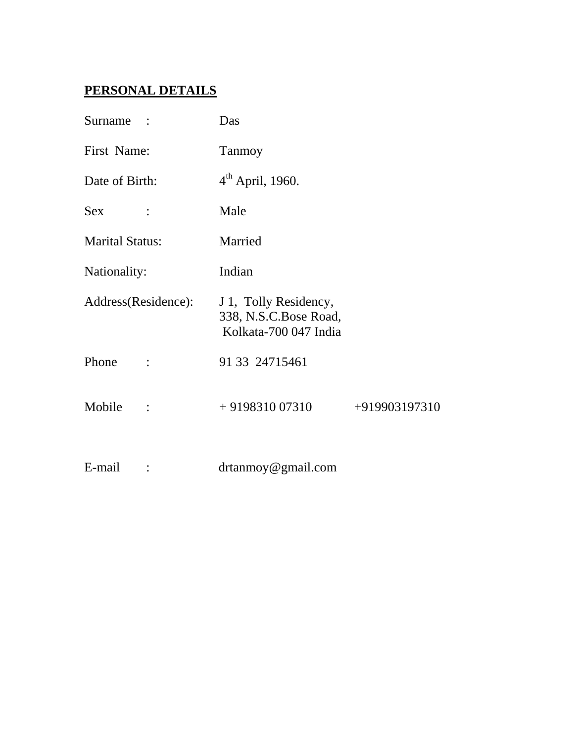## PERSONAL DETAILS

| | |
|---|---|
| Surname : | Das |
| First Name: | Tanmoy |
| Date of Birth: | 4th April, 1960. |
| Sex : | Male |
| Marital Status: | Married |
| Nationality: | Indian |
| Address(Residence): | J 1, Tolly Residency,<br>338, N.S.C.Bose Road,<br>Kolkata-700 047 India |
| Phone : | 91 33 24715461 |
| Mobile : | + 9198310 07310 +919903197310 |
| E-mail : | drtanmoy@gmail.com |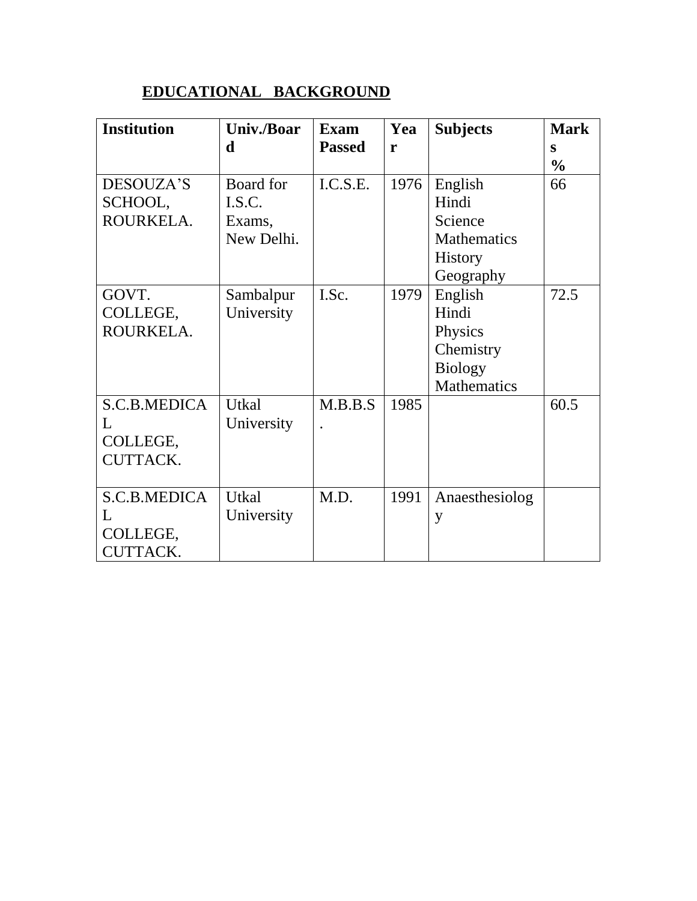## EDUCATIONAL BACKGROUND

| Institution | Univ./Board | Exam Passed | Year | Subjects | Marks % |
|---|---|---|---|---|---|
| DESOUZA'S SCHOOL, ROURKELA. | Board for I.S.C. Exams, New Delhi. | I.C.S.E. | 1976 | English<br>Hindi<br>Science<br>Mathematics<br>History<br>Geography | 66 |
| GOVT. COLLEGE, ROURKELA. | Sambalpur University | I.Sc. | 1979 | English<br>Hindi<br>Physics<br>Chemistry<br>Biology<br>Mathematics | 72.5 |
| S.C.B.MEDICAL COLLEGE, CUTTACK. | Utkal University | M.B.B.S. | 1985 | | 60.5 |
| S.C.B.MEDICAL COLLEGE, CUTTACK. | Utkal University | M.D. | 1991 | Anaesthesiology | |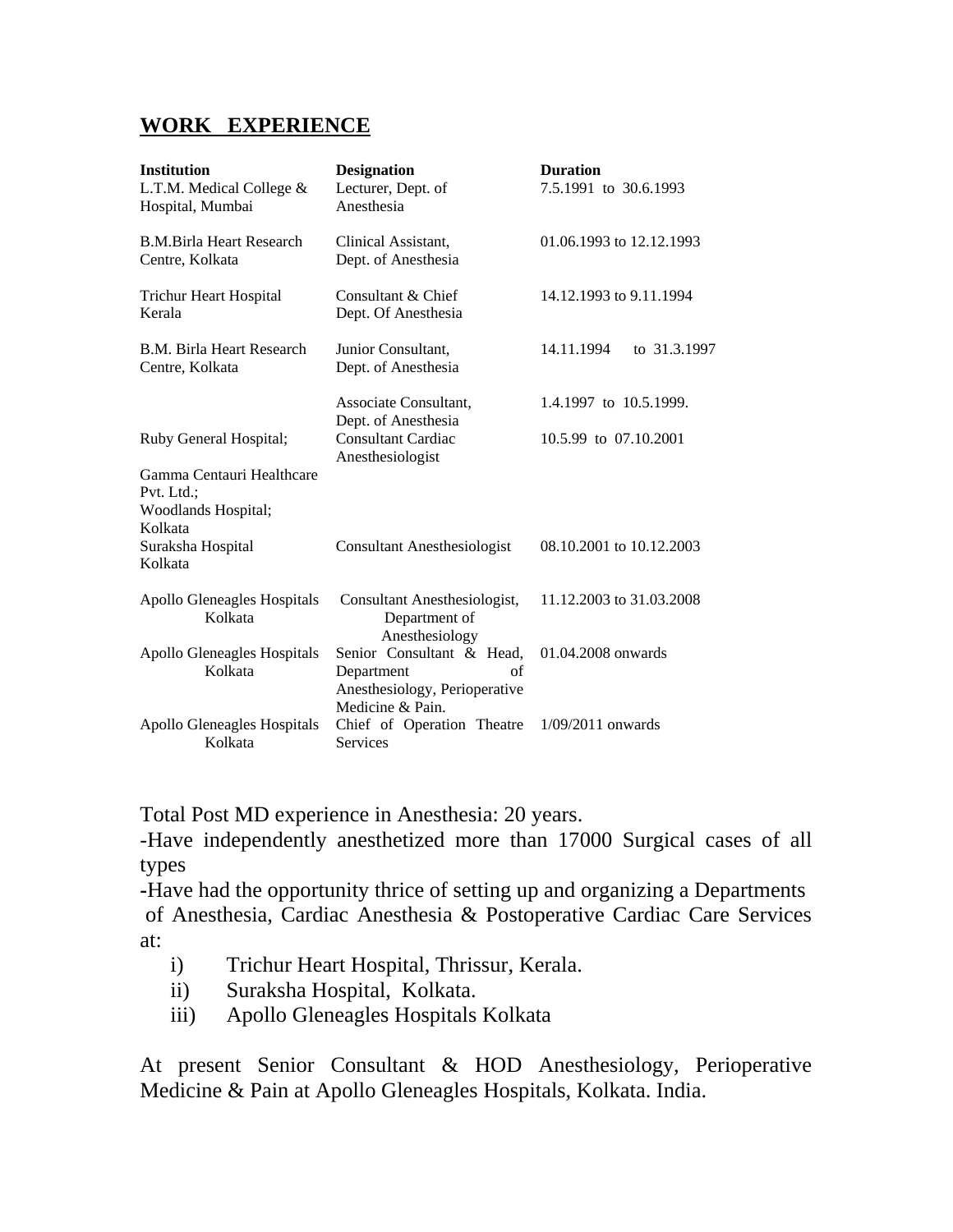## WORK EXPERIENCE

| **Institution** | **Designation** | **Duration** |
|---|---|---|
| L.T.M. Medical College & Hospital, Mumbai | Lecturer, Dept. of Anesthesia | 7.5.1991 to 30.6.1993 |
| B.M.Birla Heart Research Centre, Kolkata | Clinical Assistant, Dept. of Anesthesia | 01.06.1993 to 12.12.1993 |
| Trichur Heart Hospital Kerala | Consultant & Chief Dept. Of Anesthesia | 14.12.1993 to 9.11.1994 |
| B.M. Birla Heart Research Centre, Kolkata | Junior Consultant, Dept. of Anesthesia | 14.11.1994 to 31.3.1997 |
| | Associate Consultant, Dept. of Anesthesia | 1.4.1997 to 10.5.1999. |
| Ruby General Hospital; Gamma Centauri Healthcare Pvt. Ltd.; Woodlands Hospital; Kolkata | Consultant Cardiac Anesthesiologist | 10.5.99 to 07.10.2001 |
| Suraksha Hospital Kolkata | Consultant Anesthesiologist | 08.10.2001 to 10.12.2003 |
| Apollo Gleneagles Hospitals Kolkata | Consultant Anesthesiologist, Department of Anesthesiology | 11.12.2003 to 31.03.2008 |
| Apollo Gleneagles Hospitals Kolkata | Senior Consultant & Head, Department of Anesthesiology, Perioperative Medicine & Pain. | 01.04.2008 onwards |
| Apollo Gleneagles Hospitals Kolkata | Chief of Operation Theatre Services | 1/09/2011 onwards |

Total Post MD experience in Anesthesia: 20 years.

-Have independently anesthetized more than 17000 Surgical cases of all types

-Have had the opportunity thrice of setting up and organizing a Departments of Anesthesia, Cardiac Anesthesia & Postoperative Cardiac Care Services at:

i) Trichur Heart Hospital, Thrissur, Kerala.
ii) Suraksha Hospital, Kolkata.
iii) Apollo Gleneagles Hospitals Kolkata

At present Senior Consultant & HOD Anesthesiology, Perioperative Medicine & Pain at Apollo Gleneagles Hospitals, Kolkata. India.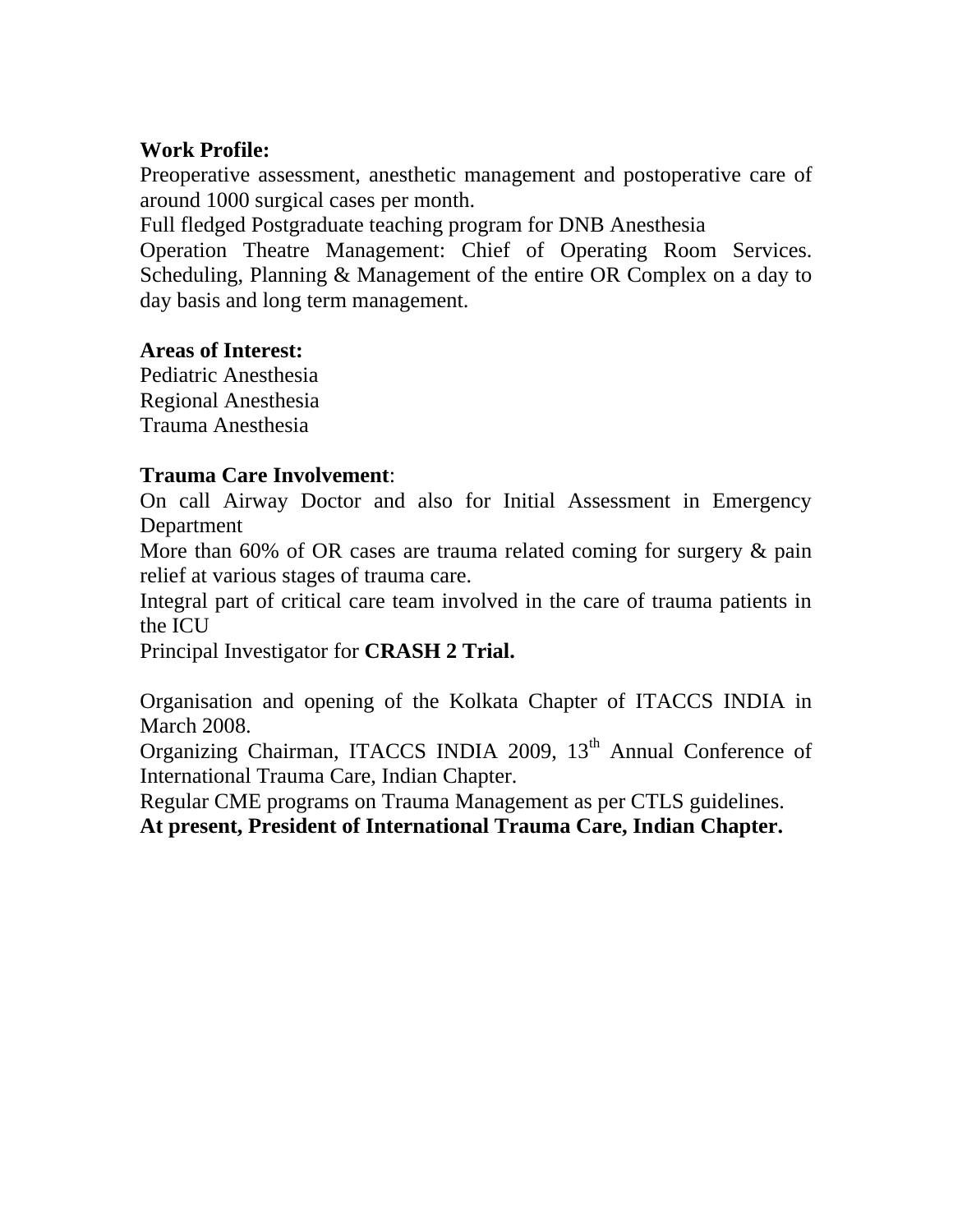**Work Profile:**

Preoperative assessment, anesthetic management and postoperative care of around 1000 surgical cases per month.

Full fledged Postgraduate teaching program for DNB Anesthesia

Operation Theatre Management: Chief of Operating Room Services. Scheduling, Planning & Management of the entire OR Complex on a day to day basis and long term management.

**Areas of Interest:**

Pediatric Anesthesia

Regional Anesthesia

Trauma Anesthesia

**Trauma Care Involvement**:

On call Airway Doctor and also for Initial Assessment in Emergency Department

More than 60% of OR cases are trauma related coming for surgery & pain relief at various stages of trauma care.

Integral part of critical care team involved in the care of trauma patients in the ICU

Principal Investigator for **CRASH 2 Trial.**

Organisation and opening of the Kolkata Chapter of ITACCS INDIA in March 2008.

Organizing Chairman, ITACCS INDIA 2009, 13th Annual Conference of International Trauma Care, Indian Chapter.

Regular CME programs on Trauma Management as per CTLS guidelines.

**At present, President of International Trauma Care, Indian Chapter.**